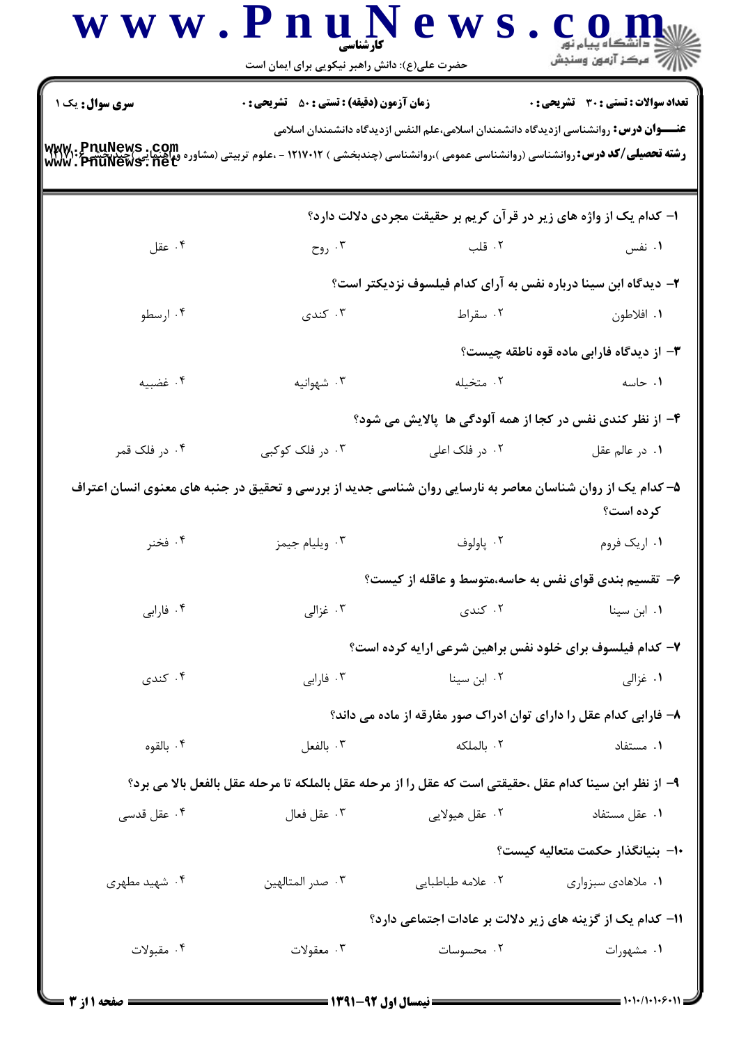**سری سوال:** یک ۱

**زمان آزمون (دقیقه) : تستی : ۵۰ تشریحی : ۰**

**تعداد سوالات : تستی : ۳۰ تشریحی : ۰**

**عنـــوان درس:** روانشناسی ازدیدگاه دانشمندان اسلامی،علم النفس ازدیدگاه دانشمندان اسلامی

**رشته تحصیلی/کد درس:** روانشناسی (روانشناسی عمومی )،روانشناسی (چندبخشی ) ۱۲۱۷۰۱۲ - ،علوم تربیتی (مشاوره وراهنمایی)(چندبخشی ) ۱۲۱۷۰

۱- کدام یک از واژه های زیر در قرآن کریم بر حقیقت مجردی دلالت دارد؟

۱. نفس
۲. قلب
۳. روح
۴. عقل

۲- دیدگاه ابن سینا درباره نفس به آرای کدام فیلسوف نزدیکتر است؟

۱. افلاطون
۲. سقراط
۳. کندی
۴. ارسطو

۳- از دیدگاه فارابی ماده قوه ناطقه چیست؟

۱. حاسه
۲. متخیله
۳. شهوانیه
۴. غضبیه

۴- از نظر کندی نفس در کجا از همه آلودگی ها پالایش می شود؟

۱. در عالم عقل
۲. در فلک اعلی
۳. در فلک کوکبی
۴. در فلک قمر

۵- کدام یک از روان شناسان معاصر به نارسایی روان شناسی جدید از بررسی و تحقیق در جنبه های معنوی انسان اعتراف کرده است؟

۱. اریک فروم
۲. پاولوف
۳. ویلیام جیمز
۴. فخنر

۶- تقسیم بندی قوای نفس به حاسه،متوسط و عاقله از کیست؟

۱. ابن سینا
۲. کندی
۳. غزالی
۴. فارابی

۷- کدام فیلسوف برای خلود نفس براهین شرعی ارایه کرده است؟

۱. غزالی
۲. ابن سینا
۳. فارابی
۴. کندی

۸- فارابی کدام عقل را دارای توان ادراک صور مفارقه از ماده می داند؟

۱. مستفاد
۲. بالملکه
۳. بالفعل
۴. بالقوه

۹- از نظر ابن سینا کدام عقل ،حقیقتی است که عقل را از مرحله عقل بالملکه تا مرحله عقل بالفعل بالا می برد؟

۱. عقل مستفاد
۲. عقل هیولایی
۳. عقل فعال
۴. عقل قدسی

۱۰- بنیانگذار حکمت متعالیه کیست؟

۱. ملاهادی سبزواری
۲. علامه طباطبایی
۳. صدر المتالهین
۴. شهید مطهری

۱۱- کدام یک از گزینه های زیر دلالت بر عادات اجتماعی دارد؟

۱. مشهورات
۲. محسوسات
۳. معقولات
۴. مقبولات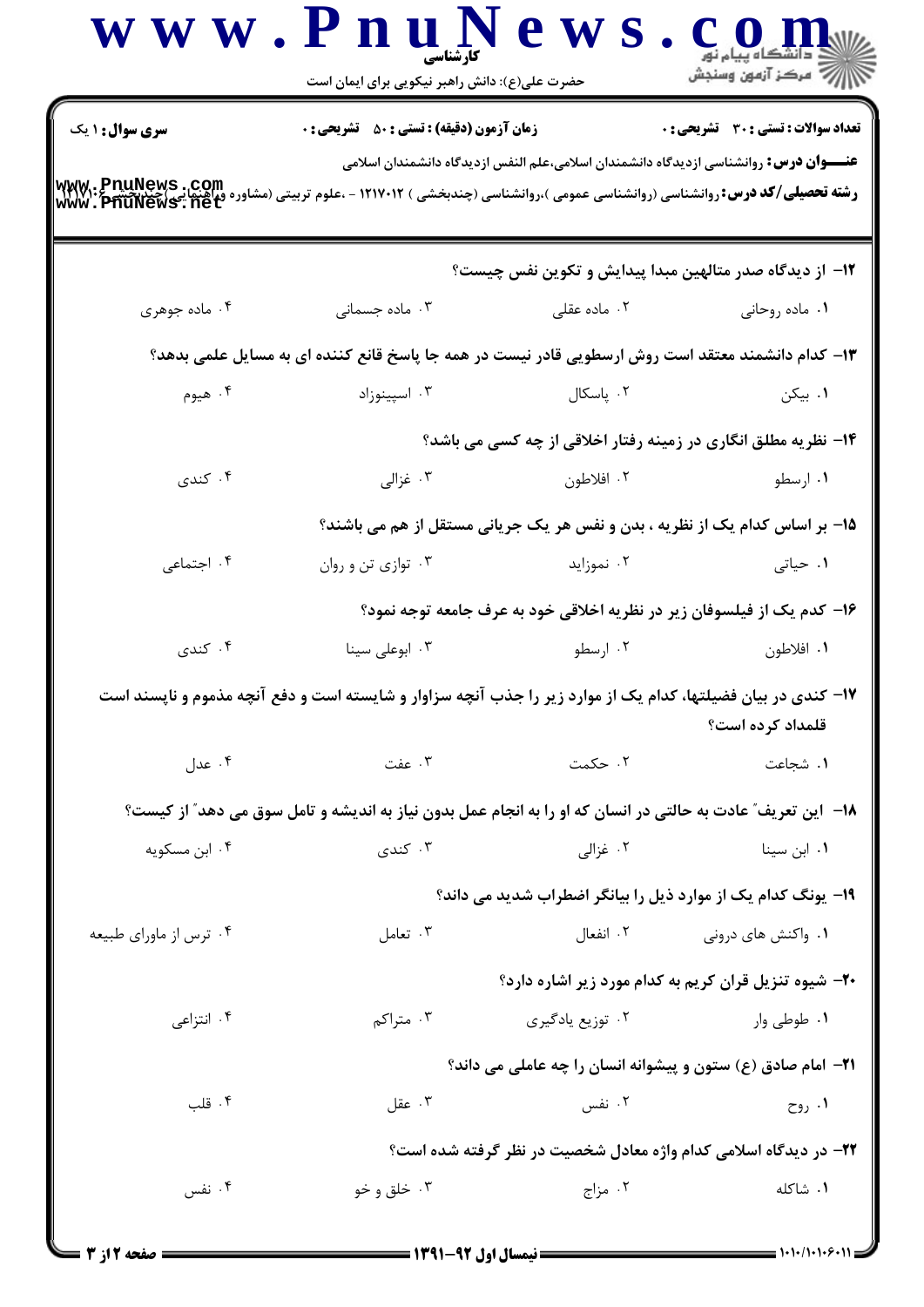**سری سوال:** ۱ یک | **زمان آزمون (دقیقه) : تستی :** ۵۰ **تشریحی :** ۰ | **تعداد سوالات : تستی :** ۳۰ **تشریحی :** ۰

**عنـــوان درس:** روانشناسی ازدیدگاه دانشمندان اسلامی،علم النفس ازدیدگاه دانشمندان اسلامی

**رشته تحصیلی/کد درس:** روانشناسی (روانشناسی عمومی )،روانشناسی (چندبخشی ) ۱۲۱۷۰۱۲ - ،علوم تربیتی (مشاوره وراهنمایی)(چندبخشی )

۱۲- از دیدگاه صدر متالهین مبدا پیدایش و تکوین نفس چیست؟

۱. ماده روحانی
۲. ماده عقلی
۳. ماده جسمانی
۴. ماده جوهری

۱۳- کدام دانشمند معتقد است روش ارسطویی قادر نیست در همه جا پاسخ قانع کننده ای به مسایل علمی بدهد؟

۱. بیکن
۲. پاسکال
۳. اسپینوزاد
۴. هیوم

۱۴- نظریه مطلق انگاری در زمینه رفتار اخلاقی از چه کسی می باشد؟

۱. ارسطو
۲. افلاطون
۳. غزالی
۴. کندی

۱۵- بر اساس کدام یک از نظریه ، بدن و نفس هر یک جریانی مستقل از هم می باشند؟

۱. حیاتی
۲. نموزاید
۳. توازی تن و روان
۴. اجتماعی

۱۶- کدم یک از فیلسوفان زیر در نظریه اخلاقی خود به عرف جامعه توجه نمود؟

۱. افلاطون
۲. ارسطو
۳. ابوعلی سینا
۴. کندی

۱۷- کندی در بیان فضیلتها، کدام یک از موارد زیر را جذب آنچه سزاوار و شایسته است و دفع آنچه مذموم و ناپسند است قلمداد کرده است؟

۱. شجاعت
۲. حکمت
۳. عفت
۴. عدل

۱۸- این تعریف" عادت به حالتی در انسان که او را به انجام عمل بدون نیاز به اندیشه و تامل سوق می دهد" از کیست؟

۱. ابن سینا
۲. غزالی
۳. کندی
۴. ابن مسکویه

۱۹- یونگ کدام یک از موارد ذیل را بیانگر اضطراب شدید می داند؟

۱. واکنش های درونی
۲. انفعال
۳. تعامل
۴. ترس از ماورای طبیعه

۲۰- شیوه تنزیل قران کریم به کدام مورد زیر اشاره دارد؟

۱. طوطی وار
۲. توزیع یادگیری
۳. متراکم
۴. انتزاعی

۲۱- امام صادق (ع) ستون و پیشوانه انسان را چه عاملی می داند؟

۱. روح
۲. نفس
۳. عقل
۴. قلب

۲۲- در دیدگاه اسلامی کدام واژه معادل شخصیت در نظر گرفته شده است؟

۱. شاکله
۲. مزاج
۳. خلق و خو
۴. نفس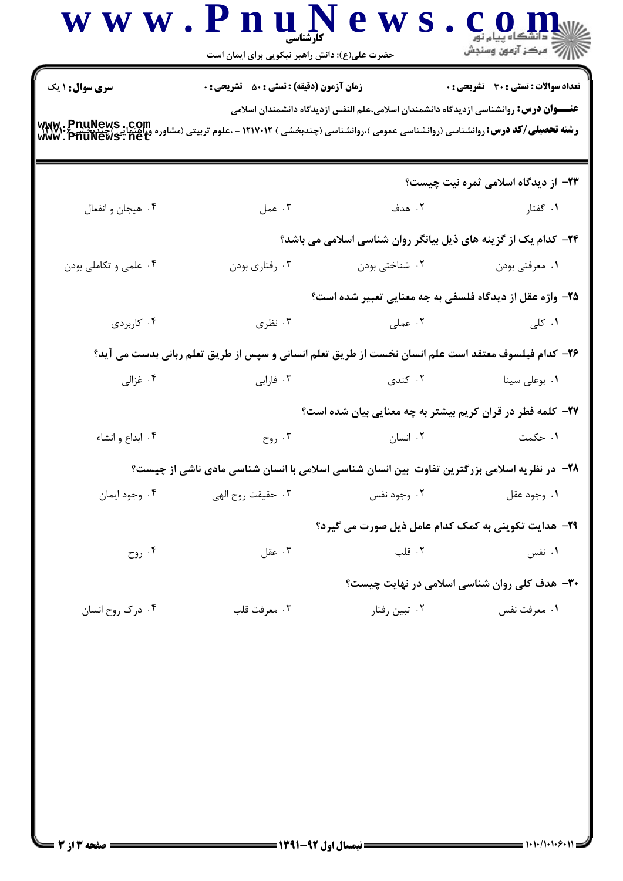**سری سوال:** ۱ یک

**زمان آزمون (دقیقه) : تستی : ۵۰ تشریحی : ۰**

**تعداد سوالات : تستی : ۳۰ تشریحی : ۰**

**عنـــوان درس:** روانشناسی ازدیدگاه دانشمندان اسلامی،علم النفس ازدیدگاه دانشمندان اسلامی

**رشته تحصیلی/کد درس:** روانشناسی (روانشناسی عمومی )،روانشناسی (چندبخشی ) ۱۲۱۷۰۱۲ - ،علوم تربیتی (مشاوره وراهنمایی)(چندبخشی ) ۱۲۱۷۰۱۳

۲۳- از دیدگاه اسلامی ثمره نیت چیست؟

۱. گفتار ۲. هدف ۳. عمل ۴. هیجان و انفعال

۲۴- کدام یک از گزینه های ذیل بیانگر روان شناسی اسلامی می باشد؟

۱. معرفتی بودن ۲. شناختی بودن ۳. رفتاری بودن ۴. علمی و تکاملی بودن

۲۵- واژه عقل از دیدگاه فلسفی به جه معنایی تعبیر شده است؟

۱. کلی ۲. عملی ۳. نظری ۴. کاربردی

۲۶- کدام فیلسوف معتقد است علم انسان نخست از طریق تعلم انسانی و سپس از طریق تعلم ربانی بدست می آید؟

۱. بوعلی سینا ۲. کندی ۳. فارابی ۴. غزالی

۲۷- کلمه فطر در قران کریم بیشتر به چه معنایی بیان شده است؟

۱. حکمت ۲. انسان ۳. روح ۴. ابداع و انشاء

۲۸- در نظریه اسلامی بزرگترین تفاوت بین انسان شناسی اسلامی با انسان شناسی مادی ناشی از چیست؟

۱. وجود عقل ۲. وجود نفس ۳. حقیقت روح الهی ۴. وجود ایمان

۲۹- هدایت تکوینی به کمک کدام عامل ذیل صورت می گیرد؟

۱. نفس ۲. قلب ۳. عقل ۴. روح

۳۰- هدف کلی روان شناسی اسلامی در نهایت چیست؟

۱. معرفت نفس ۲. تبین رفتار ۳. معرفت قلب ۴. درک روح انسان